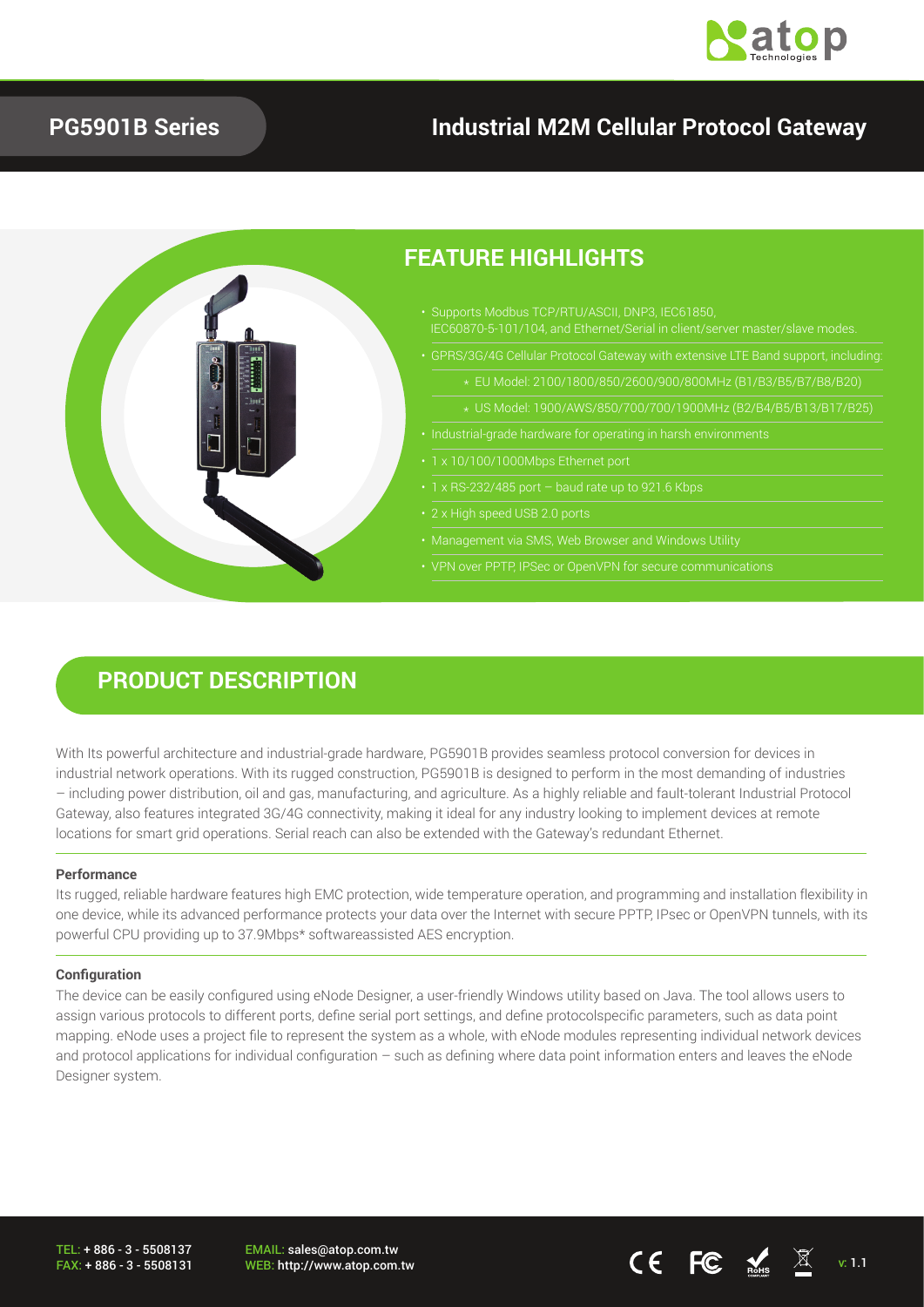# PG5901B Series

## Industrial M2M Cellular Protocol Gateway

## FEATURE HIGHLIGHTS

- Supports Modbus TCP/RTU/ASCII, DNP3, IEC61850, IEC60870-5-101/104, and Ethernet/Serial in client/server master/slave modes.
- GPRS/3G/4G Cellular Protocol Gateway with extensive LTE Band support, including:
  - EU Model: 2100/1800/850/2600/900/800MHz (B1/B3/B5/B7/B8/B20)
  - US Model: 1900/AWS/850/700/700/1900MHz (B2/B4/B5/B13/B17/B25)
- Industrial-grade hardware for operating in harsh environments
- 1 x 10/100/1000Mbps Ethernet port
- 1 x RS-232/485 port – baud rate up to 921.6 Kbps
- 2 x High speed USB 2.0 ports
- Management via SMS, Web Browser and Windows Utility
- VPN over PPTP, IPSec or OpenVPN for secure communications

## PRODUCT DESCRIPTION

With Its powerful architecture and industrial-grade hardware, PG5901B provides seamless protocol conversion for devices in industrial network operations. With its rugged construction, PG5901B is designed to perform in the most demanding of industries – including power distribution, oil and gas, manufacturing, and agriculture. As a highly reliable and fault-tolerant Industrial Protocol Gateway, also features integrated 3G/4G connectivity, making it ideal for any industry looking to implement devices at remote locations for smart grid operations. Serial reach can also be extended with the Gateway's redundant Ethernet.

#### Performance

Its rugged, reliable hardware features high EMC protection, wide temperature operation, and programming and installation flexibility in one device, while its advanced performance protects your data over the Internet with secure PPTP, IPsec or OpenVPN tunnels, with its powerful CPU providing up to 37.9Mbps* softwareassisted AES encryption.

#### Configuration

The device can be easily configured using eNode Designer, a user-friendly Windows utility based on Java. The tool allows users to assign various protocols to different ports, define serial port settings, and define protocolspecific parameters, such as data point mapping. eNode uses a project file to represent the system as a whole, with eNode modules representing individual network devices and protocol applications for individual configuration – such as defining where data point information enters and leaves the eNode Designer system.

TEL: + 886 - 3 - 5508137
FAX: + 886 - 3 - 5508131
EMAIL: sales@atop.com.tw
WEB: http://www.atop.com.tw
v: 1.1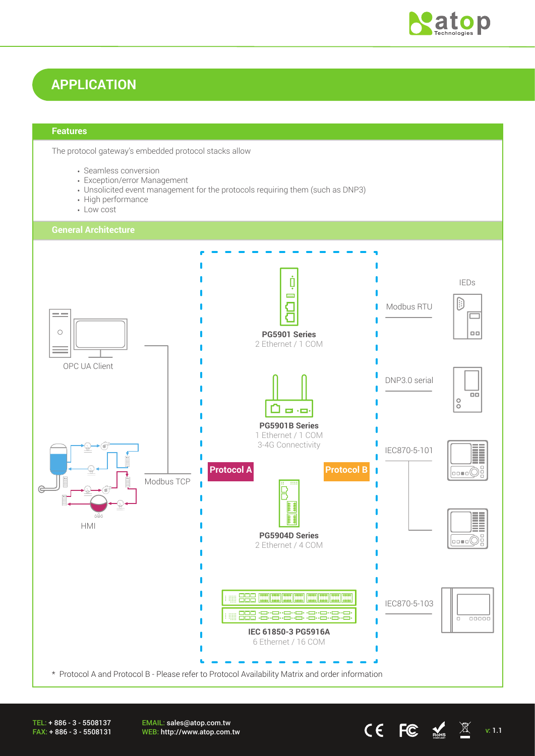# APPLICATION

## Features

The protocol gateway's embedded protocol stacks allow

- Seamless conversion
- Exception/error Management
- Unsolicited event management for the protocols requiring them (such as DNP3)
- High performance
- Low cost

## General Architecture

OPC UA Client

HMI

Modbus TCP

Protocol A

Protocol B

**PG5901 Series**
2 Ethernet / 1 COM

**PG5901B Series**
1 Ethernet / 1 COM
3-4G Connectivity

**PG5904D Series**
2 Ethernet / 4 COM

**IEC 61850-3 PG5916A**
6 Ethernet / 16 COM

IEDs

Modbus RTU

DNP3.0 serial

IEC870-5-101

IEC870-5-103

* Protocol A and Protocol B - Please refer to Protocol Availability Matrix and order information

TEL: + 886 - 3 - 5508137
FAX: + 886 - 3 - 5508131

EMAIL: sales@atop.com.tw
WEB: http://www.atop.com.tw

v: 1.1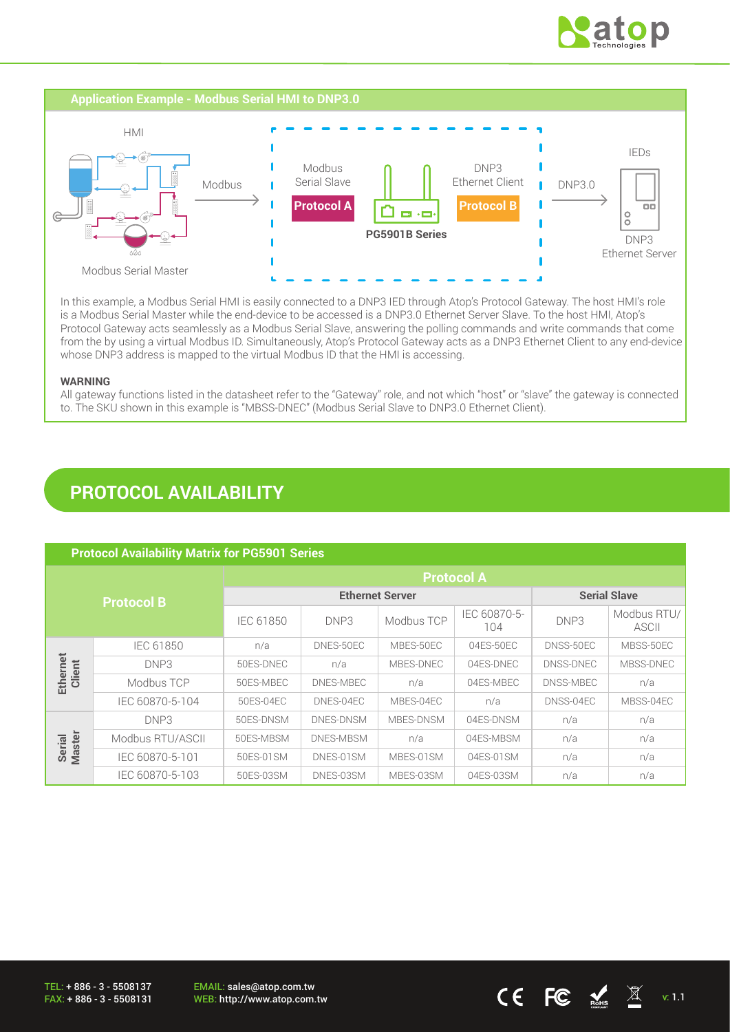### Application Example - Modbus Serial HMI to DNP3.0

HMI

Modbus

Modbus Serial Slave

**Protocol A**

DNP3 Ethernet Client

**Protocol B**

**PG5901B Series**

DNP3.0

IEDs

DNP3 Ethernet Server

Modbus Serial Master

In this example, a Modbus Serial HMI is easily connected to a DNP3 IED through Atop's Protocol Gateway. The host HMI's role is a Modbus Serial Master while the end-device to be accessed is a DNP3.0 Ethernet Server Slave. To the host HMI, Atop's Protocol Gateway acts seamlessly as a Modbus Serial Slave, answering the polling commands and write commands that come from the by using a virtual Modbus ID. Simultaneously, Atop's Protocol Gateway acts as a DNP3 Ethernet Client to any end-device whose DNP3 address is mapped to the virtual Modbus ID that the HMI is accessing.

**WARNING**

All gateway functions listed in the datasheet refer to the "Gateway" role, and not which "host" or "slave" the gateway is connected to. The SKU shown in this example is "MBSS-DNEC" (Modbus Serial Slave to DNP3.0 Ethernet Client).

## PROTOCOL AVAILABILITY

**Protocol Availability Matrix for PG5901 Series**

| Protocol B | | Protocol A | | | | | |
|---|---|---|---|---|---|---|---|
| | | Ethernet Server | | | | Serial Slave | |
| | | IEC 61850 | DNP3 | Modbus TCP | IEC 60870-5-104 | DNP3 | Modbus RTU/ ASCII |
| Ethernet Client | IEC 61850 | n/a | DNES-50EC | MBES-50EC | 04ES-50EC | DNSS-50EC | MBSS-50EC |
| | DNP3 | 50ES-DNEC | n/a | MBES-DNEC | 04ES-DNEC | DNSS-DNEC | MBSS-DNEC |
| | Modbus TCP | 50ES-MBEC | DNES-MBEC | n/a | 04ES-MBEC | DNSS-MBEC | n/a |
| | IEC 60870-5-104 | 50ES-04EC | DNES-04EC | MBES-04EC | n/a | DNSS-04EC | MBSS-04EC |
| Serial Master | DNP3 | 50ES-DNSM | DNES-DNSM | MBES-DNSM | 04ES-DNSM | n/a | n/a |
| | Modbus RTU/ASCII | 50ES-MBSM | DNES-MBSM | n/a | 04ES-MBSM | n/a | n/a |
| | IEC 60870-5-101 | 50ES-01SM | DNES-01SM | MBES-01SM | 04ES-01SM | n/a | n/a |
| | IEC 60870-5-103 | 50ES-03SM | DNES-03SM | MBES-03SM | 04ES-03SM | n/a | n/a |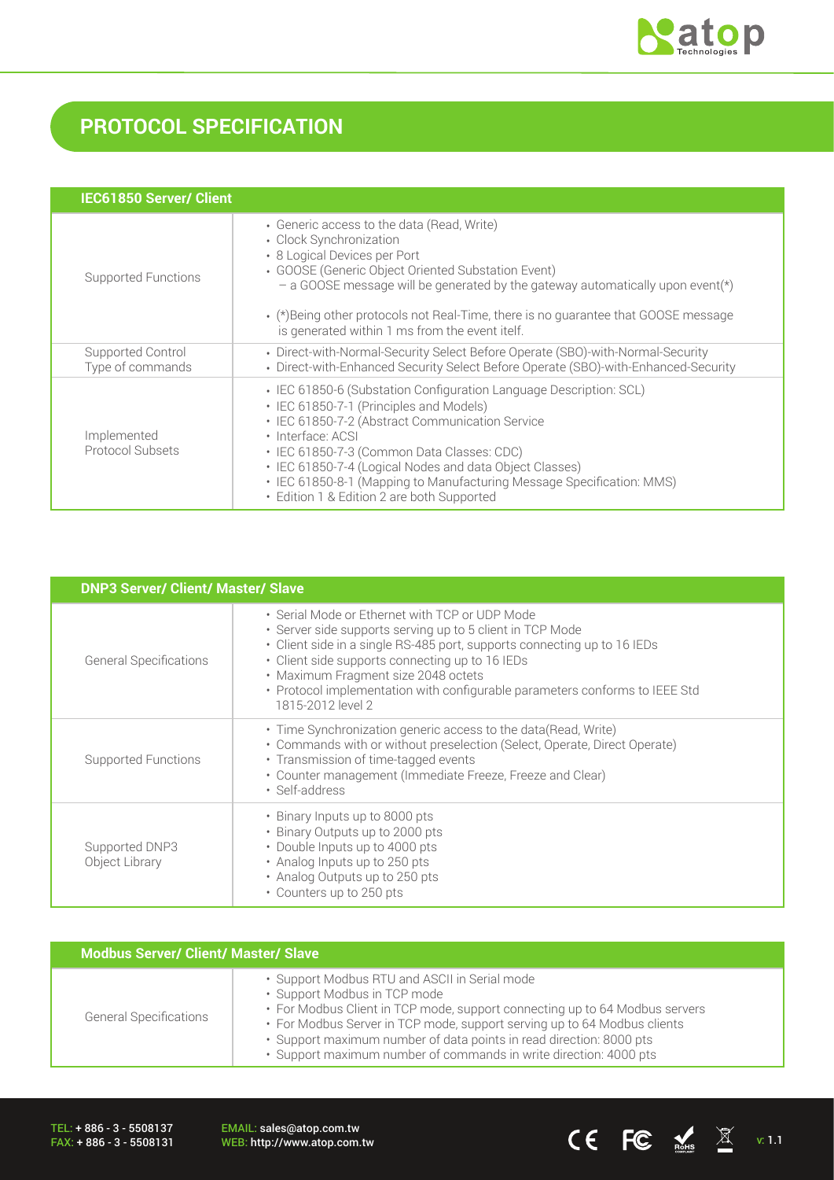# PROTOCOL SPECIFICATION

| IEC61850 Server/ Client | |
|---|---|
| Supported Functions | • Generic access to the data (Read, Write)<br>• Clock Synchronization<br>• 8 Logical Devices per Port<br>• GOOSE (Generic Object Oriented Substation Event)<br>– a GOOSE message will be generated by the gateway automatically upon event(*)<br><br>• (*)Being other protocols not Real-Time, there is no guarantee that GOOSE message is generated within 1 ms from the event itelf. |
| Supported Control Type of commands | • Direct-with-Normal-Security Select Before Operate (SBO)-with-Normal-Security<br>• Direct-with-Enhanced Security Select Before Operate (SBO)-with-Enhanced-Security |
| Implemented Protocol Subsets | • IEC 61850-6 (Substation Configuration Language Description: SCL)<br>• IEC 61850-7-1 (Principles and Models)<br>• IEC 61850-7-2 (Abstract Communication Service<br>• Interface: ACSI<br>• IEC 61850-7-3 (Common Data Classes: CDC)<br>• IEC 61850-7-4 (Logical Nodes and data Object Classes)<br>• IEC 61850-8-1 (Mapping to Manufacturing Message Specification: MMS)<br>• Edition 1 & Edition 2 are both Supported |

| DNP3 Server/ Client/ Master/ Slave | |
|---|---|
| General Specifications | • Serial Mode or Ethernet with TCP or UDP Mode<br>• Server side supports serving up to 5 client in TCP Mode<br>• Client side in a single RS-485 port, supports connecting up to 16 IEDs<br>• Client side supports connecting up to 16 IEDs<br>• Maximum Fragment size 2048 octets<br>• Protocol implementation with configurable parameters conforms to IEEE Std 1815-2012 level 2 |
| Supported Functions | • Time Synchronization generic access to the data(Read, Write)<br>• Commands with or without preselection (Select, Operate, Direct Operate)<br>• Transmission of time-tagged events<br>• Counter management (Immediate Freeze, Freeze and Clear)<br>• Self-address |
| Supported DNP3 Object Library | • Binary Inputs up to 8000 pts<br>• Binary Outputs up to 2000 pts<br>• Double Inputs up to 4000 pts<br>• Analog Inputs up to 250 pts<br>• Analog Outputs up to 250 pts<br>• Counters up to 250 pts |

| Modbus Server/ Client/ Master/ Slave | |
|---|---|
| General Specifications | • Support Modbus RTU and ASCII in Serial mode<br>• Support Modbus in TCP mode<br>• For Modbus Client in TCP mode, support connecting up to 64 Modbus servers<br>• For Modbus Server in TCP mode, support serving up to 64 Modbus clients<br>• Support maximum number of data points in read direction: 8000 pts<br>• Support maximum number of commands in write direction: 4000 pts |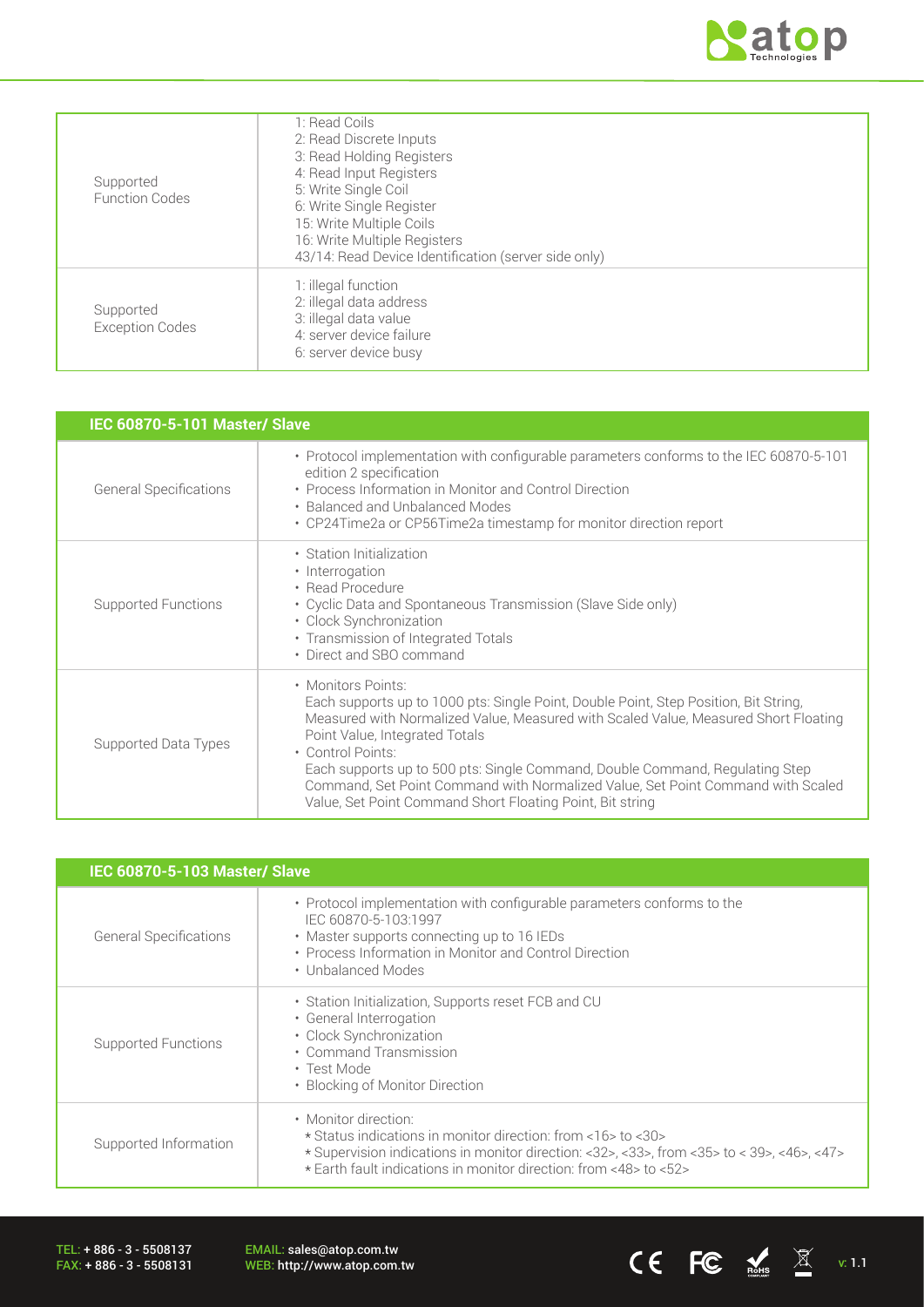| | |
|---|---|
| Supported Function Codes | 1: Read Coils<br>2: Read Discrete Inputs<br>3: Read Holding Registers<br>4: Read Input Registers<br>5: Write Single Coil<br>6: Write Single Register<br>15: Write Multiple Coils<br>16: Write Multiple Registers<br>43/14: Read Device Identification (server side only) |
| Supported Exception Codes | 1: illegal function<br>2: illegal data address<br>3: illegal data value<br>4: server device failure<br>6: server device busy |

| IEC 60870-5-101 Master/ Slave | |
|---|---|
| General Specifications | • Protocol implementation with configurable parameters conforms to the IEC 60870-5-101 edition 2 specification<br>• Process Information in Monitor and Control Direction<br>• Balanced and Unbalanced Modes<br>• CP24Time2a or CP56Time2a timestamp for monitor direction report |
| Supported Functions | • Station Initialization<br>• Interrogation<br>• Read Procedure<br>• Cyclic Data and Spontaneous Transmission (Slave Side only)<br>• Clock Synchronization<br>• Transmission of Integrated Totals<br>• Direct and SBO command |
| Supported Data Types | • Monitors Points:<br>Each supports up to 1000 pts: Single Point, Double Point, Step Position, Bit String, Measured with Normalized Value, Measured with Scaled Value, Measured Short Floating Point Value, Integrated Totals<br>• Control Points:<br>Each supports up to 500 pts: Single Command, Double Command, Regulating Step Command, Set Point Command with Normalized Value, Set Point Command with Scaled Value, Set Point Command Short Floating Point, Bit string |

| IEC 60870-5-103 Master/ Slave | |
|---|---|
| General Specifications | • Protocol implementation with configurable parameters conforms to the IEC 60870-5-103:1997<br>• Master supports connecting up to 16 IEDs<br>• Process Information in Monitor and Control Direction<br>• Unbalanced Modes |
| Supported Functions | • Station Initialization, Supports reset FCB and CU<br>• General Interrogation<br>• Clock Synchronization<br>• Command Transmission<br>• Test Mode<br>• Blocking of Monitor Direction |
| Supported Information | • Monitor direction:<br>* Status indications in monitor direction: from <16> to <30><br>* Supervision indications in monitor direction: <32>, <33>, from <35> to < 39>, <46>, <47><br>* Earth fault indications in monitor direction: from <48> to <52> |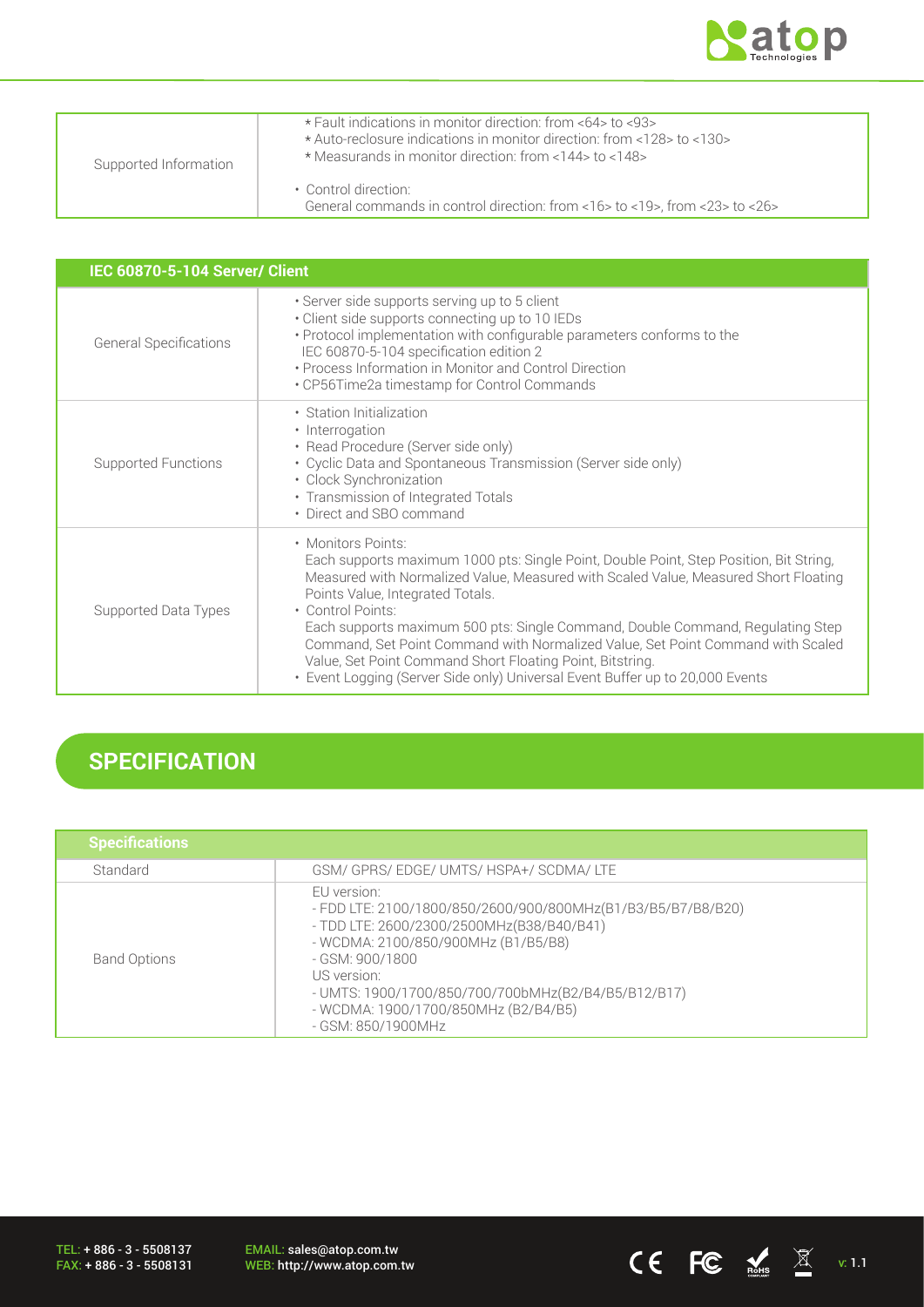| | |
|---|---|
| Supported Information | * Fault indications in monitor direction: from <64> to <93><br>* Auto-reclosure indications in monitor direction: from <128> to <130><br>* Measurands in monitor direction: from <144> to <148><br><br>• Control direction:<br>General commands in control direction: from <16> to <19>, from <23> to <26> |

| IEC 60870-5-104 Server/ Client | |
|---|---|
| General Specifications | • Server side supports serving up to 5 client<br>• Client side supports connecting up to 10 IEDs<br>• Protocol implementation with configurable parameters conforms to the IEC 60870-5-104 specification edition 2<br>• Process Information in Monitor and Control Direction<br>• CP56Time2a timestamp for Control Commands |
| Supported Functions | • Station Initialization<br>• Interrogation<br>• Read Procedure (Server side only)<br>• Cyclic Data and Spontaneous Transmission (Server side only)<br>• Clock Synchronization<br>• Transmission of Integrated Totals<br>• Direct and SBO command |
| Supported Data Types | • Monitors Points:<br>Each supports maximum 1000 pts: Single Point, Double Point, Step Position, Bit String, Measured with Normalized Value, Measured with Scaled Value, Measured Short Floating Points Value, Integrated Totals.<br>• Control Points:<br>Each supports maximum 500 pts: Single Command, Double Command, Regulating Step Command, Set Point Command with Normalized Value, Set Point Command with Scaled Value, Set Point Command Short Floating Point, Bitstring.<br>• Event Logging (Server Side only) Universal Event Buffer up to 20,000 Events |

## SPECIFICATION

| Specifications | |
|---|---|
| Standard | GSM/ GPRS/ EDGE/ UMTS/ HSPA+/ SCDMA/ LTE |
| Band Options | EU version:<br>- FDD LTE: 2100/1800/850/2600/900/800MHz(B1/B3/B5/B7/B8/B20)<br>- TDD LTE: 2600/2300/2500MHz(B38/B40/B41)<br>- WCDMA: 2100/850/900MHz (B1/B5/B8)<br>- GSM: 900/1800<br>US version:<br>- UMTS: 1900/1700/850/700/700bMHz(B2/B4/B5/B12/B17)<br>- WCDMA: 1900/1700/850MHz (B2/B4/B5)<br>- GSM: 850/1900MHz |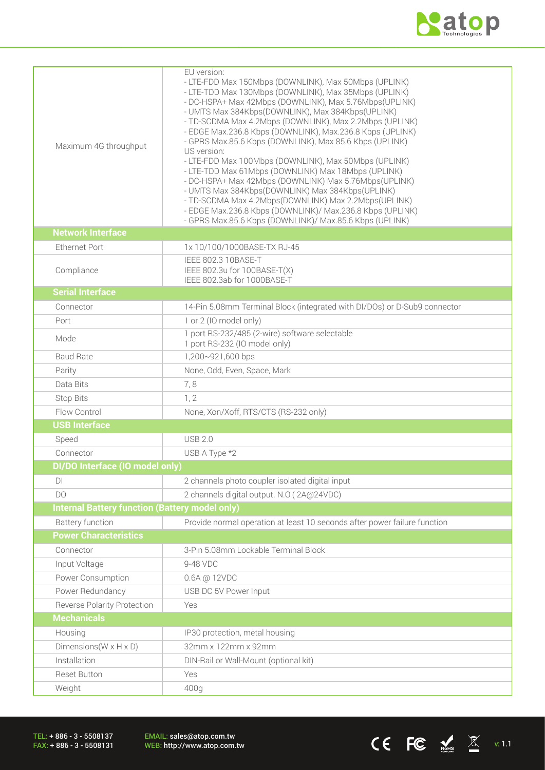| | |
|---|---|
| Maximum 4G throughput | EU version:<br>- LTE-FDD Max 150Mbps (DOWNLINK), Max 50Mbps (UPLINK)<br>- LTE-TDD Max 130Mbps (DOWNLINK), Max 35Mbps (UPLINK)<br>- DC-HSPA+ Max 42Mbps (DOWNLINK), Max 5.76Mbps(UPLINK)<br>- UMTS Max 384Kbps(DOWNLINK), Max 384Kbps(UPLINK)<br>- TD-SCDMA Max 4.2Mbps (DOWNLINK), Max 2.2Mbps (UPLINK)<br>- EDGE Max.236.8 Kbps (DOWNLINK), Max.236.8 Kbps (UPLINK)<br>- GPRS Max.85.6 Kbps (DOWNLINK), Max 85.6 Kbps (UPLINK)<br>US version:<br>- LTE-FDD Max 100Mbps (DOWNLINK), Max 50Mbps (UPLINK)<br>- LTE-TDD Max 61Mbps (DOWNLINK) Max 18Mbps (UPLINK)<br>- DC-HSPA+ Max 42Mbps (DOWNLINK) Max 5.76Mbps(UPLINK)<br>- UMTS Max 384Kbps(DOWNLINK) Max 384Kbps(UPLINK)<br>- TD-SCDMA Max 4.2Mbps(DOWNLINK) Max 2.2Mbps(UPLINK)<br>- EDGE Max.236.8 Kbps (DOWNLINK)/ Max.236.8 Kbps (UPLINK)<br>- GPRS Max.85.6 Kbps (DOWNLINK)/ Max.85.6 Kbps (UPLINK) |
| **Network Interface** | |
| Ethernet Port | 1x 10/100/1000BASE-TX RJ-45 |
| Compliance | IEEE 802.3 10BASE-T<br>IEEE 802.3u for 100BASE-T(X)<br>IEEE 802.3ab for 1000BASE-T |
| **Serial Interface** | |
| Connector | 14-Pin 5.08mm Terminal Block (integrated with DI/DOs) or D-Sub9 connector |
| Port | 1 or 2 (IO model only) |
| Mode | 1 port RS-232/485 (2-wire) software selectable<br>1 port RS-232 (IO model only) |
| Baud Rate | 1,200~921,600 bps |
| Parity | None, Odd, Even, Space, Mark |
| Data Bits | 7, 8 |
| Stop Bits | 1, 2 |
| Flow Control | None, Xon/Xoff, RTS/CTS (RS-232 only) |
| **USB Interface** | |
| Speed | USB 2.0 |
| Connector | USB A Type *2 |
| **DI/DO Interface (IO model only)** | |
| DI | 2 channels photo coupler isolated digital input |
| DO | 2 channels digital output. N.O.( 2A@24VDC) |
| **Internal Battery function (Battery model only)** | |
| Battery function | Provide normal operation at least 10 seconds after power failure function |
| **Power Characteristics** | |
| Connector | 3-Pin 5.08mm Lockable Terminal Block |
| Input Voltage | 9-48 VDC |
| Power Consumption | 0.6A @ 12VDC |
| Power Redundancy | USB DC 5V Power Input |
| Reverse Polarity Protection | Yes |
| **Mechanicals** | |
| Housing | IP30 protection, metal housing |
| Dimensions(W x H x D) | 32mm x 122mm x 92mm |
| Installation | DIN-Rail or Wall-Mount (optional kit) |
| Reset Button | Yes |
| Weight | 400g |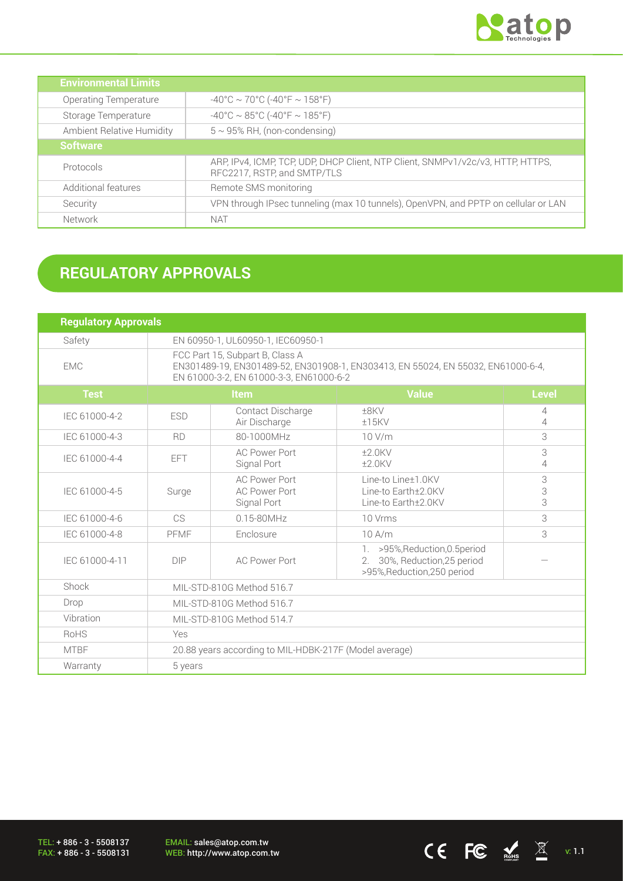| Environmental Limits | |
| --- | --- |
| Operating Temperature | -40°C ~ 70°C (-40°F ~ 158°F) |
| Storage Temperature | -40°C ~ 85°C (-40°F ~ 185°F) |
| Ambient Relative Humidity | 5 ~ 95% RH, (non-condensing) |
| **Software** | |
| Protocols | ARP, IPv4, ICMP, TCP, UDP, DHCP Client, NTP Client, SNMPv1/v2c/v3, HTTP, HTTPS, RFC2217, RSTP, and SMTP/TLS |
| Additional features | Remote SMS monitoring |
| Security | VPN through IPsec tunneling (max 10 tunnels), OpenVPN, and PPTP on cellular or LAN |
| Network | NAT |

## REGULATORY APPROVALS

| Regulatory Approvals | | | | |
| --- | --- | --- | --- | --- |
| Safety | EN 60950-1, UL60950-1, IEC60950-1 | | | |
| EMC | FCC Part 15, Subpart B, Class A<br>EN301489-19, EN301489-52, EN301908-1, EN303413, EN 55024, EN 55032, EN61000-6-4, EN 61000-3-2, EN 61000-3-3, EN61000-6-2 | | | |
| **Test** | **Item** | | **Value** | **Level** |
| IEC 61000-4-2 | ESD | Contact Discharge<br>Air Discharge | ±8KV<br>±15KV | 4<br>4 |
| IEC 61000-4-3 | RD | 80-1000MHz | 10 V/m | 3 |
| IEC 61000-4-4 | EFT | AC Power Port<br>Signal Port | ±2.0KV<br>±2.0KV | 3<br>4 |
| IEC 61000-4-5 | Surge | AC Power Port<br>AC Power Port<br>Signal Port | Line-to Line±1.0KV<br>Line-to Earth±2.0KV<br>Line-to Earth±2.0KV | 3<br>3<br>3 |
| IEC 61000-4-6 | CS | 0.15-80MHz | 10 Vrms | 3 |
| IEC 61000-4-8 | PFMF | Enclosure | 10 A/m | 3 |
| IEC 61000-4-11 | DIP | AC Power Port | 1. >95%,Reduction,0.5period<br>2. 30%, Reduction,25 period<br>>95%,Reduction,250 period | — |
| Shock | MIL-STD-810G Method 516.7 | | | |
| Drop | MIL-STD-810G Method 516.7 | | | |
| Vibration | MIL-STD-810G Method 514.7 | | | |
| RoHS | Yes | | | |
| MTBF | 20.88 years according to MIL-HDBK-217F (Model average) | | | |
| Warranty | 5 years | | | |

TEL: + 886 - 3 - 5508137
FAX: + 886 - 3 - 5508131

EMAIL: sales@atop.com.tw
WEB: http://www.atop.com.tw

v: 1.1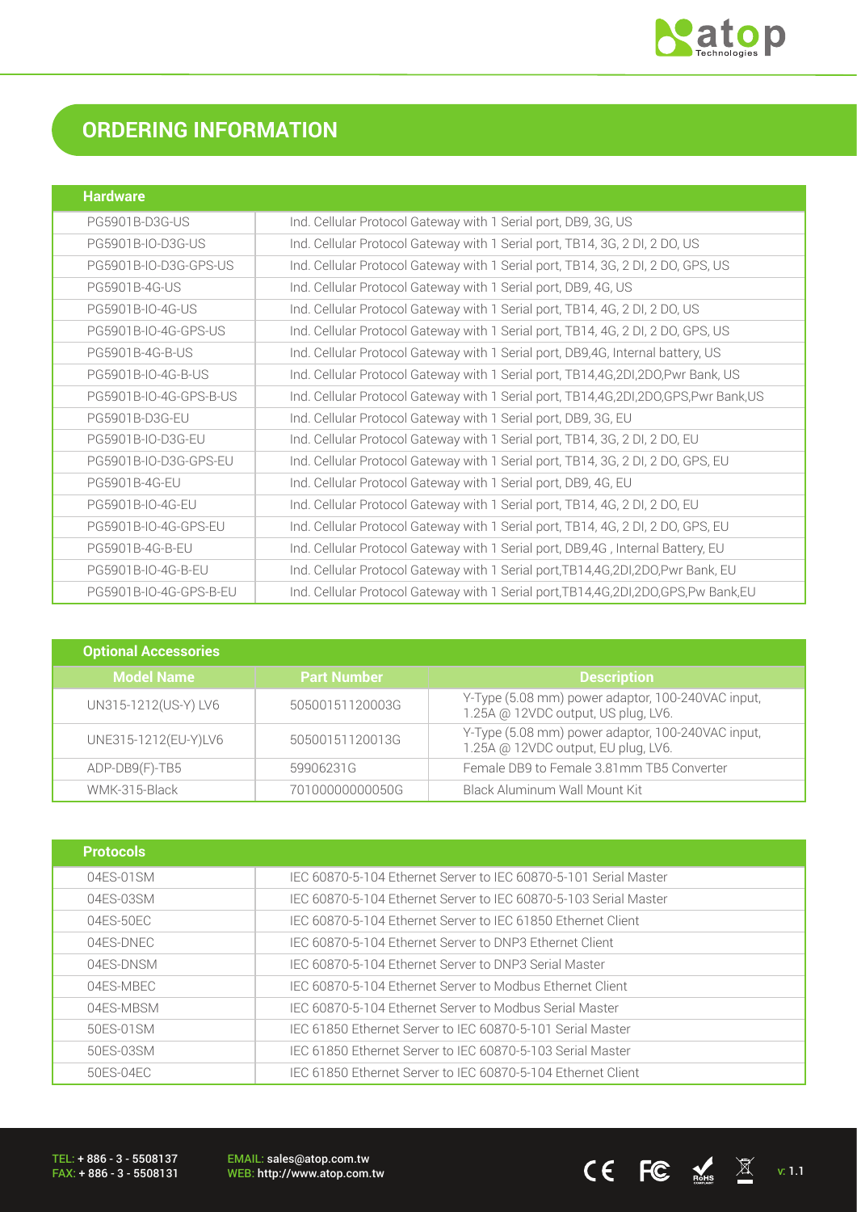# ORDERING INFORMATION

| Hardware | |
|---|---|
| PG5901B-D3G-US | Ind. Cellular Protocol Gateway with 1 Serial port, DB9, 3G, US |
| PG5901B-IO-D3G-US | Ind. Cellular Protocol Gateway with 1 Serial port, TB14, 3G, 2 DI, 2 DO, US |
| PG5901B-IO-D3G-GPS-US | Ind. Cellular Protocol Gateway with 1 Serial port, TB14, 3G, 2 DI, 2 DO, GPS, US |
| PG5901B-4G-US | Ind. Cellular Protocol Gateway with 1 Serial port, DB9, 4G, US |
| PG5901B-IO-4G-US | Ind. Cellular Protocol Gateway with 1 Serial port, TB14, 4G, 2 DI, 2 DO, US |
| PG5901B-IO-4G-GPS-US | Ind. Cellular Protocol Gateway with 1 Serial port, TB14, 4G, 2 DI, 2 DO, GPS, US |
| PG5901B-4G-B-US | Ind. Cellular Protocol Gateway with 1 Serial port, DB9,4G, Internal battery, US |
| PG5901B-IO-4G-B-US | Ind. Cellular Protocol Gateway with 1 Serial port, TB14,4G,2DI,2DO,Pwr Bank, US |
| PG5901B-IO-4G-GPS-B-US | Ind. Cellular Protocol Gateway with 1 Serial port, TB14,4G,2DI,2DO,GPS,Pwr Bank,US |
| PG5901B-D3G-EU | Ind. Cellular Protocol Gateway with 1 Serial port, DB9, 3G, EU |
| PG5901B-IO-D3G-EU | Ind. Cellular Protocol Gateway with 1 Serial port, TB14, 3G, 2 DI, 2 DO, EU |
| PG5901B-IO-D3G-GPS-EU | Ind. Cellular Protocol Gateway with 1 Serial port, TB14, 3G, 2 DI, 2 DO, GPS, EU |
| PG5901B-4G-EU | Ind. Cellular Protocol Gateway with 1 Serial port, DB9, 4G, EU |
| PG5901B-IO-4G-EU | Ind. Cellular Protocol Gateway with 1 Serial port, TB14, 4G, 2 DI, 2 DO, EU |
| PG5901B-IO-4G-GPS-EU | Ind. Cellular Protocol Gateway with 1 Serial port, TB14, 4G, 2 DI, 2 DO, GPS, EU |
| PG5901B-4G-B-EU | Ind. Cellular Protocol Gateway with 1 Serial port, DB9,4G , Internal Battery, EU |
| PG5901B-IO-4G-B-EU | Ind. Cellular Protocol Gateway with 1 Serial port,TB14,4G,2DI,2DO,Pwr Bank, EU |
| PG5901B-IO-4G-GPS-B-EU | Ind. Cellular Protocol Gateway with 1 Serial port,TB14,4G,2DI,2DO,GPS,Pw Bank,EU |

| Optional Accessories | | |
|---|---|---|
| **Model Name** | **Part Number** | **Description** |
| UN315-1212(US-Y) LV6 | 50500151120003G | Y-Type (5.08 mm) power adaptor, 100-240VAC input, 1.25A @ 12VDC output, US plug, LV6. |
| UNE315-1212(EU-Y)LV6 | 50500151120013G | Y-Type (5.08 mm) power adaptor, 100-240VAC input, 1.25A @ 12VDC output, EU plug, LV6. |
| ADP-DB9(F)-TB5 | 59906231G | Female DB9 to Female 3.81mm TB5 Converter |
| WMK-315-Black | 70100000000050G | Black Aluminum Wall Mount Kit |

| Protocols | |
|---|---|
| 04ES-01SM | IEC 60870-5-104 Ethernet Server to IEC 60870-5-101 Serial Master |
| 04ES-03SM | IEC 60870-5-104 Ethernet Server to IEC 60870-5-103 Serial Master |
| 04ES-50EC | IEC 60870-5-104 Ethernet Server to IEC 61850 Ethernet Client |
| 04ES-DNEC | IEC 60870-5-104 Ethernet Server to DNP3 Ethernet Client |
| 04ES-DNSM | IEC 60870-5-104 Ethernet Server to DNP3 Serial Master |
| 04ES-MBEC | IEC 60870-5-104 Ethernet Server to Modbus Ethernet Client |
| 04ES-MBSM | IEC 60870-5-104 Ethernet Server to Modbus Serial Master |
| 50ES-01SM | IEC 61850 Ethernet Server to IEC 60870-5-101 Serial Master |
| 50ES-03SM | IEC 61850 Ethernet Server to IEC 60870-5-103 Serial Master |
| 50ES-04EC | IEC 61850 Ethernet Server to IEC 60870-5-104 Ethernet Client |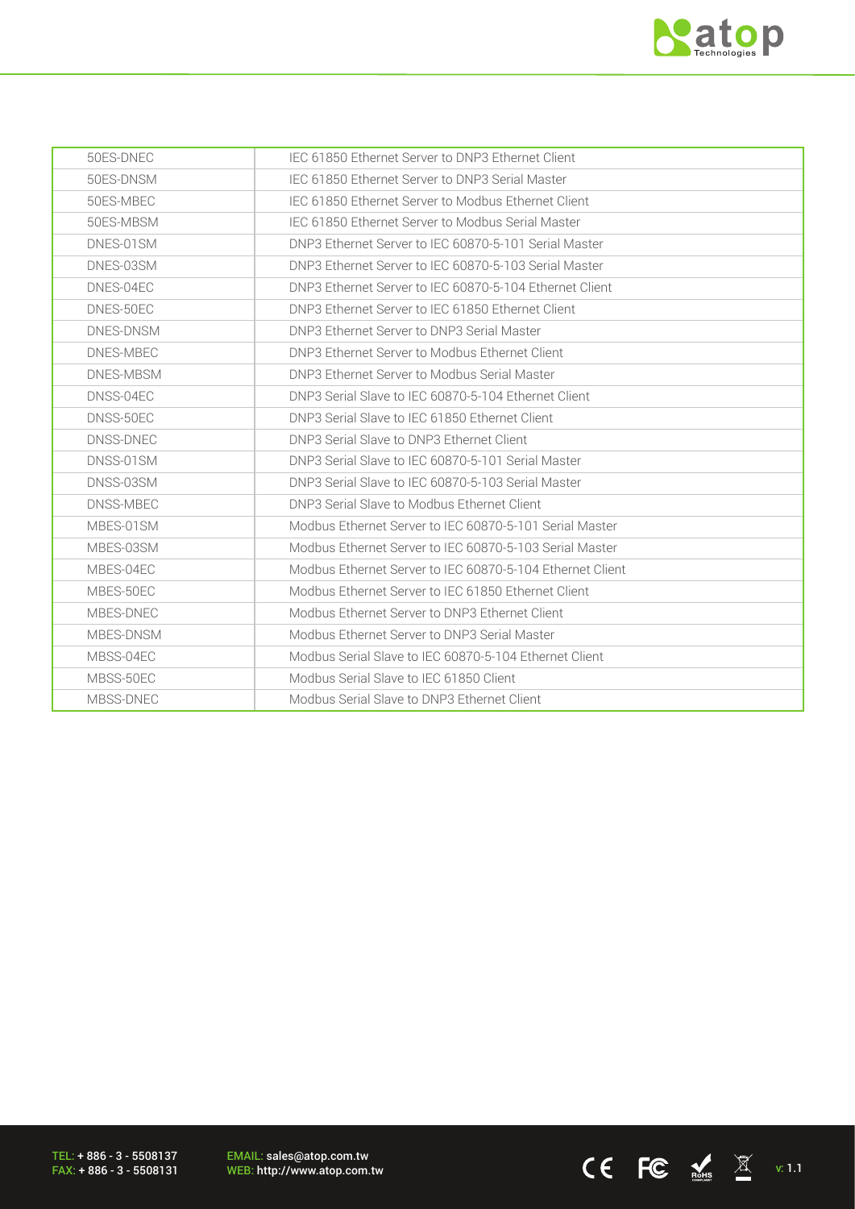| | |
|---|---|
| 50ES-DNEC | IEC 61850 Ethernet Server to DNP3 Ethernet Client |
| 50ES-DNSM | IEC 61850 Ethernet Server to DNP3 Serial Master |
| 50ES-MBEC | IEC 61850 Ethernet Server to Modbus Ethernet Client |
| 50ES-MBSM | IEC 61850 Ethernet Server to Modbus Serial Master |
| DNES-01SM | DNP3 Ethernet Server to IEC 60870-5-101 Serial Master |
| DNES-03SM | DNP3 Ethernet Server to IEC 60870-5-103 Serial Master |
| DNES-04EC | DNP3 Ethernet Server to IEC 60870-5-104 Ethernet Client |
| DNES-50EC | DNP3 Ethernet Server to IEC 61850 Ethernet Client |
| DNES-DNSM | DNP3 Ethernet Server to DNP3 Serial Master |
| DNES-MBEC | DNP3 Ethernet Server to Modbus Ethernet Client |
| DNES-MBSM | DNP3 Ethernet Server to Modbus Serial Master |
| DNSS-04EC | DNP3 Serial Slave to IEC 60870-5-104 Ethernet Client |
| DNSS-50EC | DNP3 Serial Slave to IEC 61850 Ethernet Client |
| DNSS-DNEC | DNP3 Serial Slave to DNP3 Ethernet Client |
| DNSS-01SM | DNP3 Serial Slave to IEC 60870-5-101 Serial Master |
| DNSS-03SM | DNP3 Serial Slave to IEC 60870-5-103 Serial Master |
| DNSS-MBEC | DNP3 Serial Slave to Modbus Ethernet Client |
| MBES-01SM | Modbus Ethernet Server to IEC 60870-5-101 Serial Master |
| MBES-03SM | Modbus Ethernet Server to IEC 60870-5-103 Serial Master |
| MBES-04EC | Modbus Ethernet Server to IEC 60870-5-104 Ethernet Client |
| MBES-50EC | Modbus Ethernet Server to IEC 61850 Ethernet Client |
| MBES-DNEC | Modbus Ethernet Server to DNP3 Ethernet Client |
| MBES-DNSM | Modbus Ethernet Server to DNP3 Serial Master |
| MBSS-04EC | Modbus Serial Slave to IEC 60870-5-104 Ethernet Client |
| MBSS-50EC | Modbus Serial Slave to IEC 61850 Client |
| MBSS-DNEC | Modbus Serial Slave to DNP3 Ethernet Client |